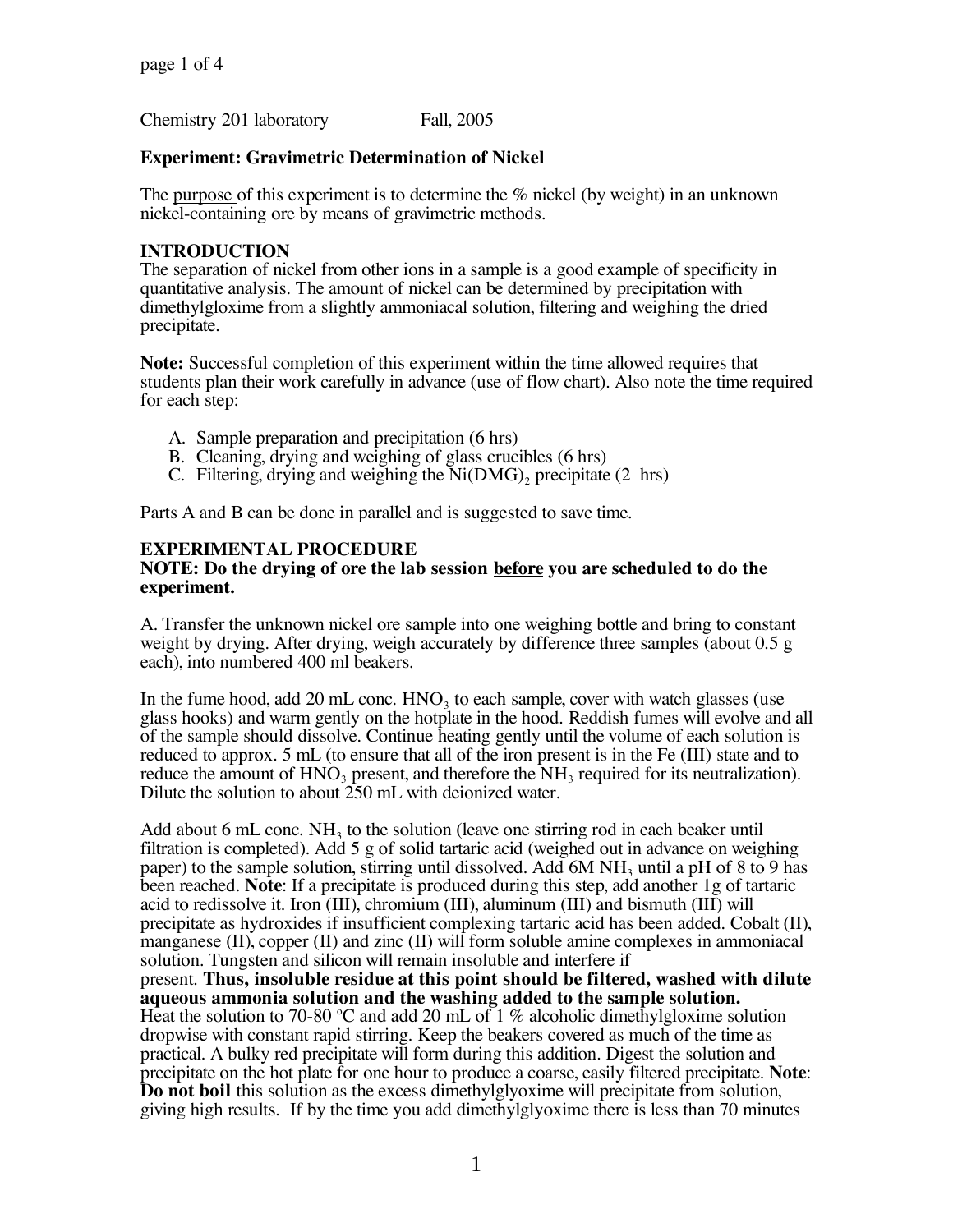Chemistry 201 laboratory Fall, 2005

# Experiment: Gravimetric Determination of Nickel

The purpose of this experiment is to determine the % nickel (by weight) in an unknown nickel-containing ore by means of gravimetric methods.

## INTRODUCTION

The separation of nickel from other ions in a sample is a good example of specificity in quantitative analysis. The amount of nickel can be determined by precipitation with dimethylgloxime from a slightly ammoniacal solution, filtering and weighing the dried precipitate.

**Note:** Successful completion of this experiment within the time allowed requires that students plan their work carefully in advance (use of flow chart). Also note the time required for each step:

A. Sample preparation and precipitation (6 hrs)
B. Cleaning, drying and weighing of glass crucibles (6 hrs)
C. Filtering, drying and weighing the $Ni(DMG)_2$ precipitate (2 hrs)

Parts A and B can be done in parallel and is suggested to save time.

## EXPERIMENTAL PROCEDURE

**NOTE: Do the drying of ore the lab session before you are scheduled to do the experiment.**

A. Transfer the unknown nickel ore sample into one weighing bottle and bring to constant weight by drying. After drying, weigh accurately by difference three samples (about 0.5 g each), into numbered 400 ml beakers.

In the fume hood, add 20 mL conc. $HNO_3$ to each sample, cover with watch glasses (use glass hooks) and warm gently on the hotplate in the hood. Reddish fumes will evolve and all of the sample should dissolve. Continue heating gently until the volume of each solution is reduced to approx. 5 mL (to ensure that all of the iron present is in the Fe (III) state and to reduce the amount of $HNO_3$ present, and therefore the $NH_3$ required for its neutralization). Dilute the solution to about 250 mL with deionized water.

Add about 6 mL conc. $NH_3$ to the solution (leave one stirring rod in each beaker until filtration is completed). Add 5 g of solid tartaric acid (weighed out in advance on weighing paper) to the sample solution, stirring until dissolved. Add 6M $NH_3$ until a pH of 8 to 9 has been reached. **Note**: If a precipitate is produced during this step, add another 1g of tartaric acid to redissolve it. Iron (III), chromium (III), aluminum (III) and bismuth (III) will precipitate as hydroxides if insufficient complexing tartaric acid has been added. Cobalt (II), manganese (II), copper (II) and zinc (II) will form soluble amine complexes in ammoniacal solution. Tungsten and silicon will remain insoluble and interfere if present. **Thus, insoluble residue at this point should be filtered, washed with dilute aqueous ammonia solution and the washing added to the sample solution.**
Heat the solution to 70-80 ºC and add 20 mL of 1 % alcoholic dimethylgloxime solution dropwise with constant rapid stirring. Keep the beakers covered as much of the time as practical. A bulky red precipitate will form during this addition. Digest the solution and precipitate on the hot plate for one hour to produce a coarse, easily filtered precipitate. **Note**: **Do not boil** this solution as the excess dimethylglyoxime will precipitate from solution, giving high results. If by the time you add dimethylglyoxime there is less than 70 minutes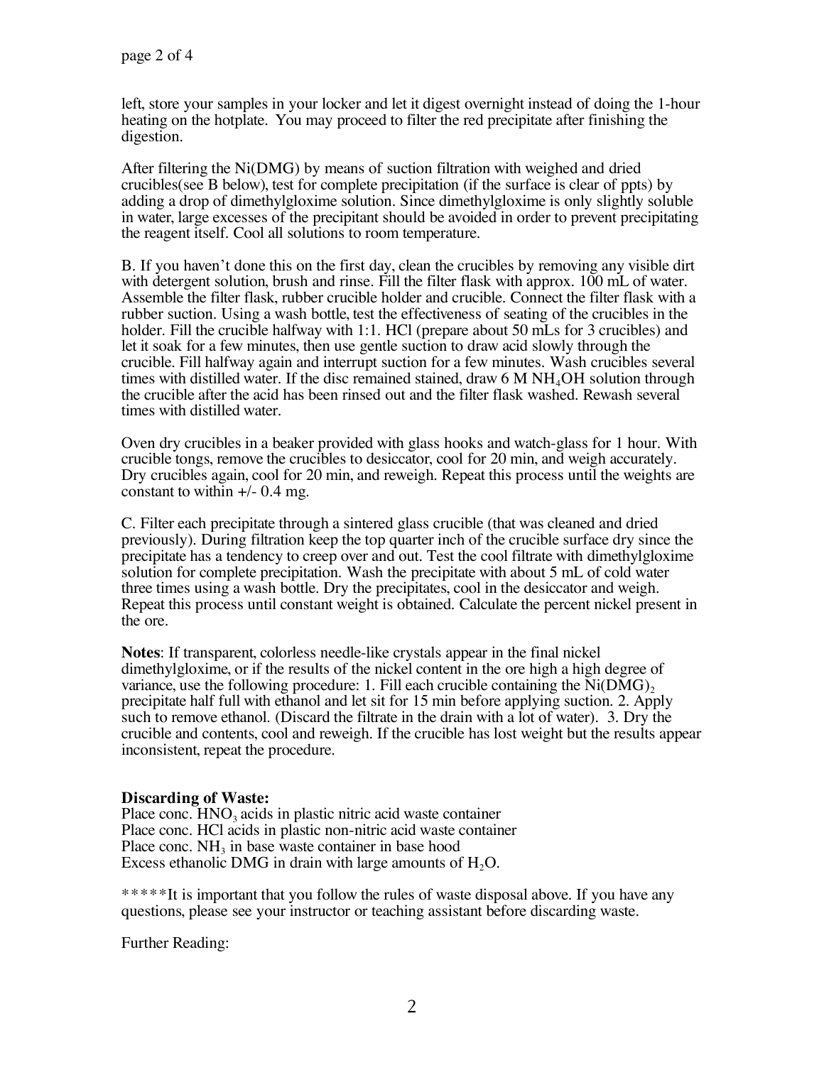left, store your samples in your locker and let it digest overnight instead of doing the 1-hour heating on the hotplate. You may proceed to filter the red precipitate after finishing the digestion.

After filtering the Ni(DMG) by means of suction filtration with weighed and dried crucibles(see B below), test for complete precipitation (if the surface is clear of ppts) by adding a drop of dimethylgloxime solution. Since dimethylgloxime is only slightly soluble in water, large excesses of the precipitant should be avoided in order to prevent precipitating the reagent itself. Cool all solutions to room temperature.

B. If you haven't done this on the first day, clean the crucibles by removing any visible dirt with detergent solution, brush and rinse. Fill the filter flask with approx. 100 mL of water. Assemble the filter flask, rubber crucible holder and crucible. Connect the filter flask with a rubber suction. Using a wash bottle, test the effectiveness of seating of the crucibles in the holder. Fill the crucible halfway with 1:1. HCl (prepare about 50 mLs for 3 crucibles) and let it soak for a few minutes, then use gentle suction to draw acid slowly through the crucible. Fill halfway again and interrupt suction for a few minutes. Wash crucibles several times with distilled water. If the disc remained stained, draw 6 M $NH_4OH$ solution through the crucible after the acid has been rinsed out and the filter flask washed. Rewash several times with distilled water.

Oven dry crucibles in a beaker provided with glass hooks and watch-glass for 1 hour. With crucible tongs, remove the crucibles to desiccator, cool for 20 min, and weigh accurately. Dry crucibles again, cool for 20 min, and reweigh. Repeat this process until the weights are constant to within +/- 0.4 mg.

C. Filter each precipitate through a sintered glass crucible (that was cleaned and dried previously). During filtration keep the top quarter inch of the crucible surface dry since the precipitate has a tendency to creep over and out. Test the cool filtrate with dimethylgloxime solution for complete precipitation. Wash the precipitate with about 5 mL of cold water three times using a wash bottle. Dry the precipitates, cool in the desiccator and weigh. Repeat this process until constant weight is obtained. Calculate the percent nickel present in the ore.

**Notes**: If transparent, colorless needle-like crystals appear in the final nickel dimethylgloxime, or if the results of the nickel content in the ore high a high degree of variance, use the following procedure: 1. Fill each crucible containing the $Ni(DMG)_2$ precipitate half full with ethanol and let sit for 15 min before applying suction. 2. Apply such to remove ethanol. (Discard the filtrate in the drain with a lot of water). 3. Dry the crucible and contents, cool and reweigh. If the crucible has lost weight but the results appear inconsistent, repeat the procedure.

**Discarding of Waste:**

Place conc. $HNO_3$ acids in plastic nitric acid waste container
Place conc. HCl acids in plastic non-nitric acid waste container
Place conc. $NH_3$ in base waste container in base hood
Excess ethanolic DMG in drain with large amounts of $H_2O$.

*****It is important that you follow the rules of waste disposal above. If you have any questions, please see your instructor or teaching assistant before discarding waste.

Further Reading: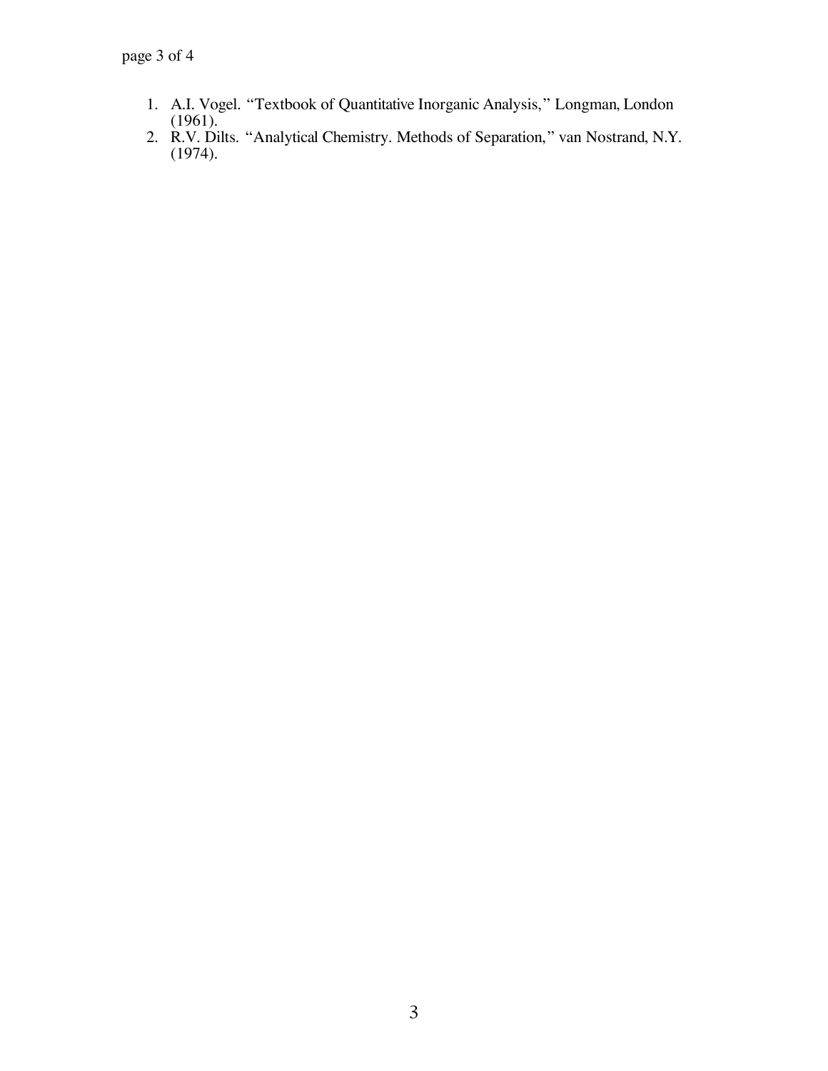1. A.I. Vogel. "Textbook of Quantitative Inorganic Analysis," Longman, London (1961).
2. R.V. Dilts. "Analytical Chemistry. Methods of Separation," van Nostrand, N.Y. (1974).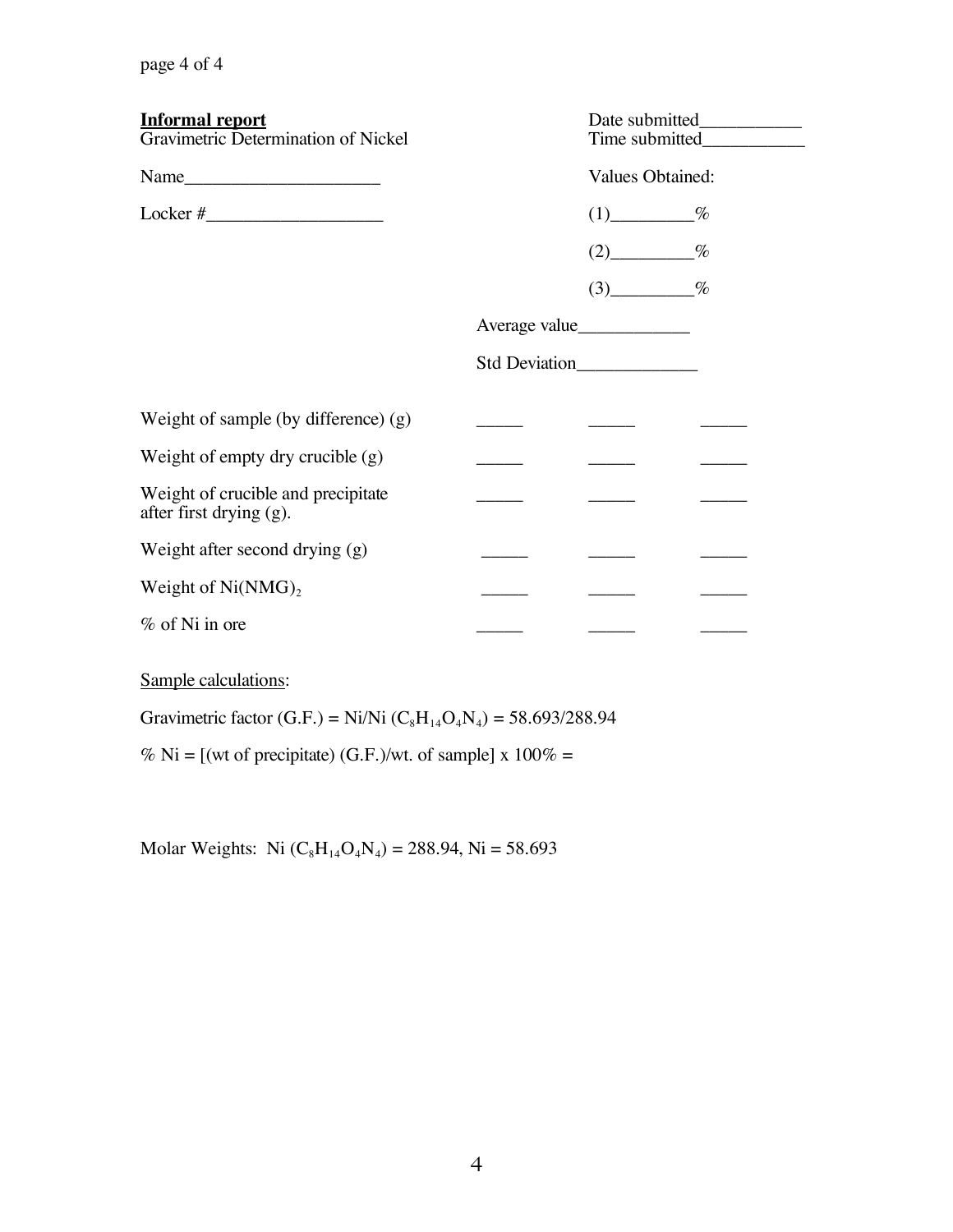**Informal report**
Gravimetric Determination of Nickel

Date submitted___________
Time submitted___________

Name_____________________

Locker #___________________

Values Obtained:

(1)_________%

(2)_________%

(3)_________%

Average value____________

Std Deviation_____________

| | | | |
|---|---|---|---|
| Weight of sample (by difference) (g) | _____ | _____ | _____ |
| Weight of empty dry crucible (g) | _____ | _____ | _____ |
| Weight of crucible and precipitate after first drying (g). | _____ | _____ | _____ |
| Weight after second drying (g) | _____ | _____ | _____ |
| Weight of $Ni(NMG)_2$ | _____ | _____ | _____ |
| % of Ni in ore | _____ | _____ | _____ |

Sample calculations:

Gravimetric factor (G.F.) = Ni/Ni $(C_8H_{14}O_4N_4)$ = 58.693/288.94

% Ni = [(wt of precipitate) (G.F.)/wt. of sample] x 100% =

Molar Weights: Ni $(C_8H_{14}O_4N_4)$ = 288.94, Ni = 58.693